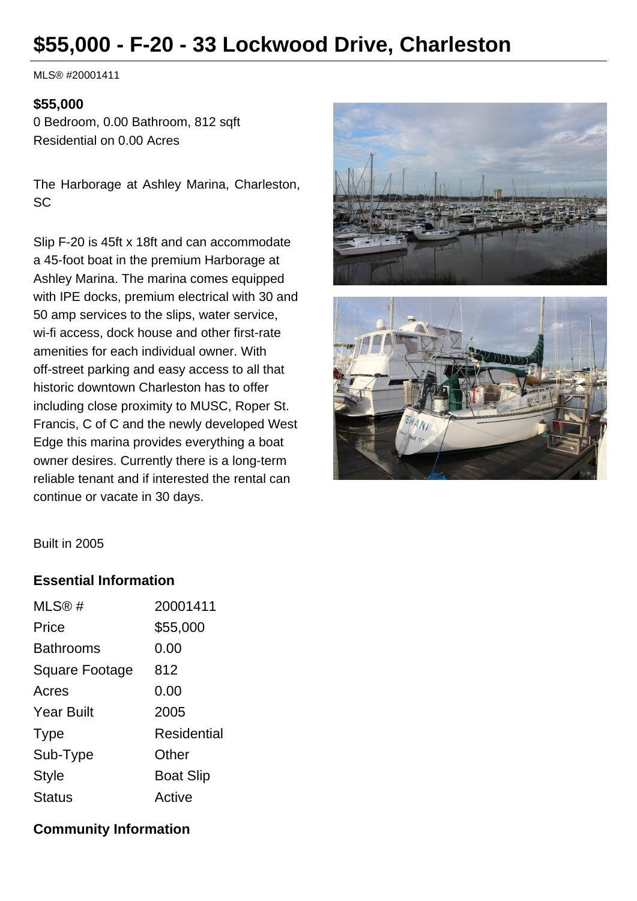# $55,000 - F-20 - 33 Lockwood Drive, Charleston

MLS® #20001411

**$55,000**

0 Bedroom, 0.00 Bathroom, 812 sqft

Residential on 0.00 Acres

The Harborage at Ashley Marina, Charleston, SC

Slip F-20 is 45ft x 18ft and can accommodate a 45-foot boat in the premium Harborage at Ashley Marina. The marina comes equipped with IPE docks, premium electrical with 30 and 50 amp services to the slips, water service, wi-fi access, dock house and other first-rate amenities for each individual owner. With off-street parking and easy access to all that historic downtown Charleston has to offer including close proximity to MUSC, Roper St. Francis, C of C and the newly developed West Edge this marina provides everything a boat owner desires. Currently there is a long-term reliable tenant and if interested the rental can continue or vacate in 30 days.

Built in 2005

### Essential Information

| | |
|---|---|
| MLS® # | 20001411 |
| Price | $55,000 |
| Bathrooms | 0.00 |
| Square Footage | 812 |
| Acres | 0.00 |
| Year Built | 2005 |
| Type | Residential |
| Sub-Type | Other |
| Style | Boat Slip |
| Status | Active |

### Community Information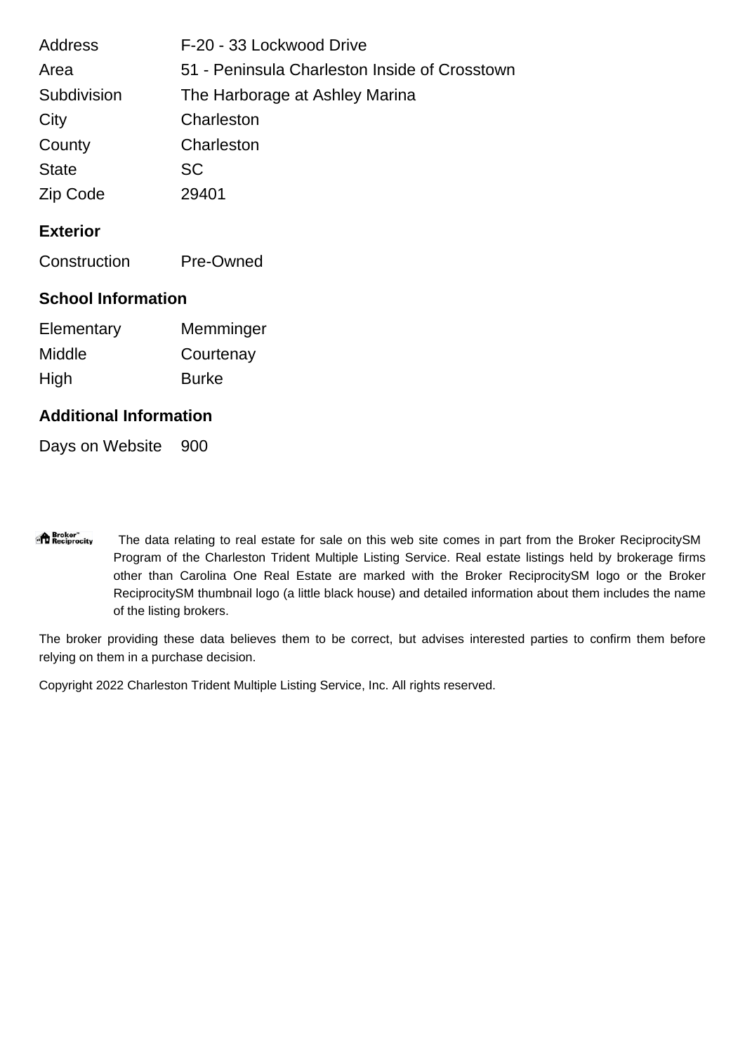| | |
|---|---|
| Address | F-20 - 33 Lockwood Drive |
| Area | 51 - Peninsula Charleston Inside of Crosstown |
| Subdivision | The Harborage at Ashley Marina |
| City | Charleston |
| County | Charleston |
| State | SC |
| Zip Code | 29401 |

### Exterior

| | |
|---|---|
| Construction | Pre-Owned |

### School Information

| | |
|---|---|
| Elementary | Memminger |
| Middle | Courtenay |
| High | Burke |

### Additional Information

| | |
|---|---|
| Days on Website | 900 |

Broker Reciprocity

The data relating to real estate for sale on this web site comes in part from the Broker ReciprocitySM Program of the Charleston Trident Multiple Listing Service. Real estate listings held by brokerage firms other than Carolina One Real Estate are marked with the Broker ReciprocitySM logo or the Broker ReciprocitySM thumbnail logo (a little black house) and detailed information about them includes the name of the listing brokers.

The broker providing these data believes them to be correct, but advises interested parties to confirm them before relying on them in a purchase decision.

Copyright 2022 Charleston Trident Multiple Listing Service, Inc. All rights reserved.